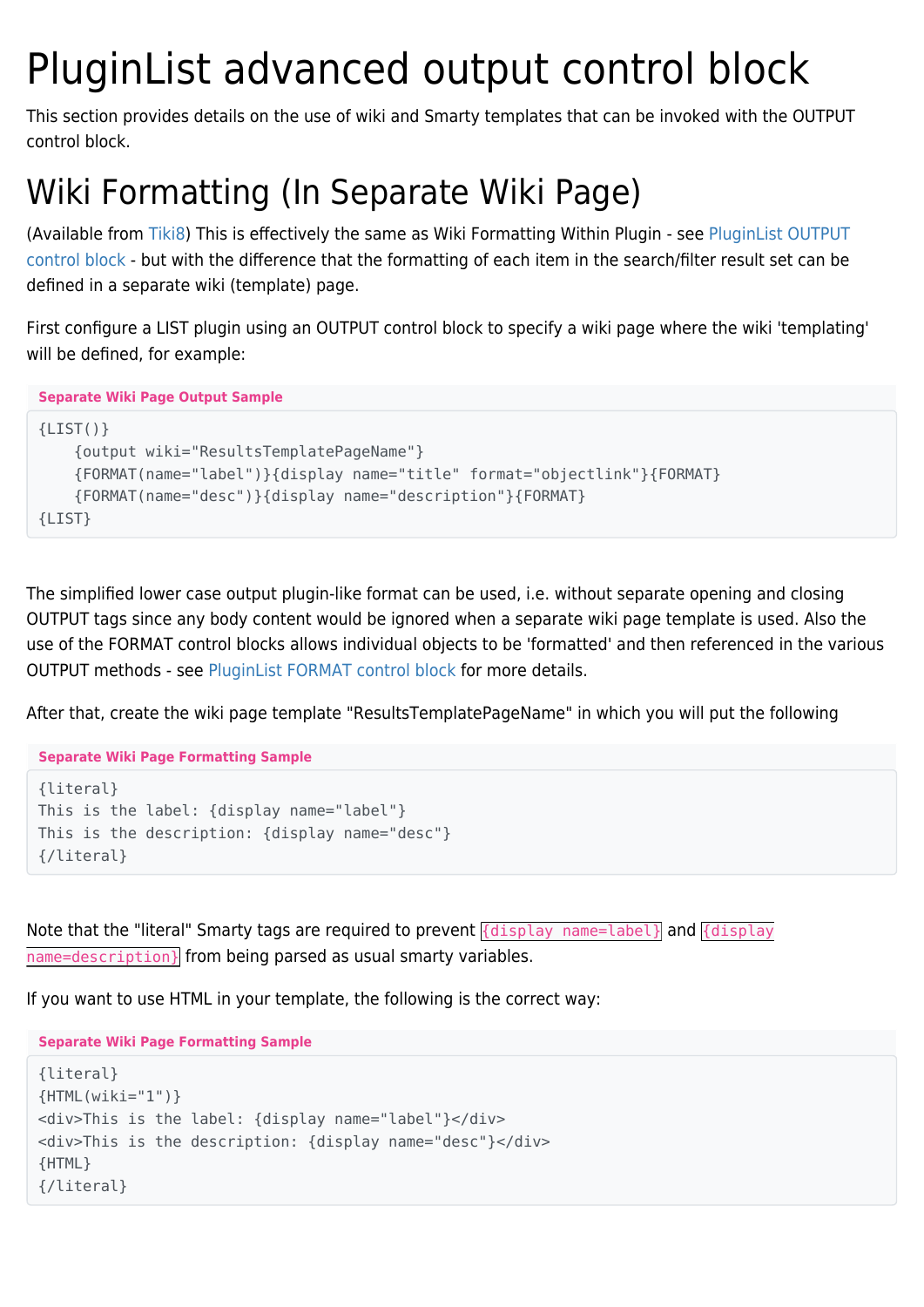# PluginList advanced output control block

This section provides details on the use of wiki and Smarty templates that can be invoked with the OUTPUT control block.

# Wiki Formatting (In Separate Wiki Page)

(Available from Tiki8) This is effectively the same as Wiki Formatting Within Plugin - see PluginList OUTPUT control block - but with the difference that the formatting of each item in the search/filter result set can be defined in a separate wiki (template) page.

First configure a LIST plugin using an OUTPUT control block to specify a wiki page where the wiki 'templating' will be defined, for example:

**Separate Wiki Page Output Sample**

```
{LIST()}
    {output wiki="ResultsTemplatePageName"}
    {FORMAT(name="label")}{display name="title" format="objectlink"}{FORMAT}
    {FORMAT(name="desc")}{display name="description"}{FORMAT}
{LIST}
```

The simplified lower case output plugin-like format can be used, i.e. without separate opening and closing OUTPUT tags since any body content would be ignored when a separate wiki page template is used. Also the use of the FORMAT control blocks allows individual objects to be 'formatted' and then referenced in the various OUTPUT methods - see PluginList FORMAT control block for more details.

After that, create the wiki page template "ResultsTemplatePageName" in which you will put the following

**Separate Wiki Page Formatting Sample**

```
{literal}
This is the label: {display name="label"}
This is the description: {display name="desc"}
{/literal}
```

Note that the "literal" Smarty tags are required to prevent `{display name=label}` and `{display name=description}` from being parsed as usual smarty variables.

If you want to use HTML in your template, the following is the correct way:

**Separate Wiki Page Formatting Sample**

```
{literal}
{HTML(wiki="1")}
<div>This is the label: {display name="label"}</div>
<div>This is the description: {display name="desc"}</div>
{HTML}
{/literal}
```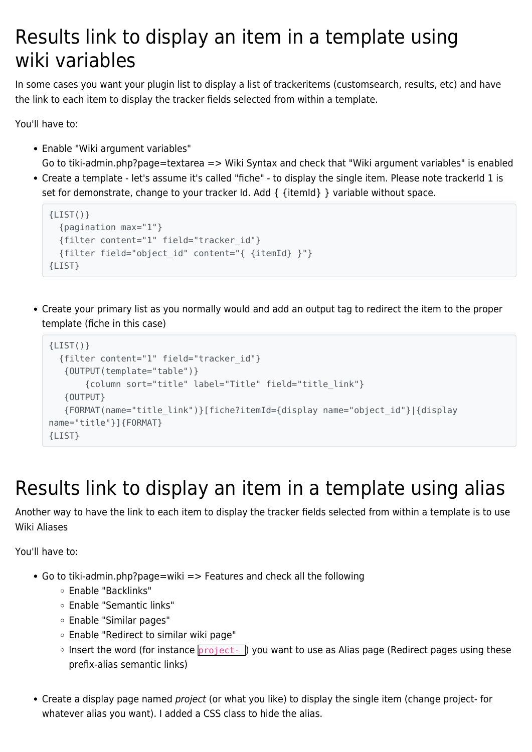# Results link to display an item in a template using wiki variables

In some cases you want your plugin list to display a list of trackeritems (customsearch, results, etc) and have the link to each item to display the tracker fields selected from within a template.

You'll have to:

- Enable "Wiki argument variables"
  Go to tiki-admin.php?page=textarea => Wiki Syntax and check that "Wiki argument variables" is enabled
- Create a template - let's assume it's called "fiche" - to display the single item. Please note trackerId 1 is set for demonstrate, change to your tracker Id. Add { {itemId} } variable without space.

```
{LIST()}
  {pagination max="1"}
  {filter content="1" field="tracker_id"}
  {filter field="object_id" content="{ {itemId} }"}
{LIST}
```

- Create your primary list as you normally would and add an output tag to redirect the item to the proper template (fiche in this case)

```
{LIST()}
  {filter content="1" field="tracker_id"}
   {OUTPUT(template="table")}
       {column sort="title" label="Title" field="title_link"}
   {OUTPUT}
   {FORMAT(name="title_link")}[fiche?itemId={display name="object_id"}|{display
name="title"}]{FORMAT}
{LIST}
```

# Results link to display an item in a template using alias

Another way to have the link to each item to display the tracker fields selected from within a template is to use Wiki Aliases

You'll have to:

- Go to tiki-admin.php?page=wiki => Features and check all the following
  - Enable "Backlinks"
  - Enable "Semantic links"
  - Enable "Similar pages"
  - Enable "Redirect to similar wiki page"
  - Insert the word (for instance `project-`) you want to use as Alias page (Redirect pages using these prefix-alias semantic links)
- Create a display page named *project* (or what you like) to display the single item (change project- for whatever alias you want). I added a CSS class to hide the alias.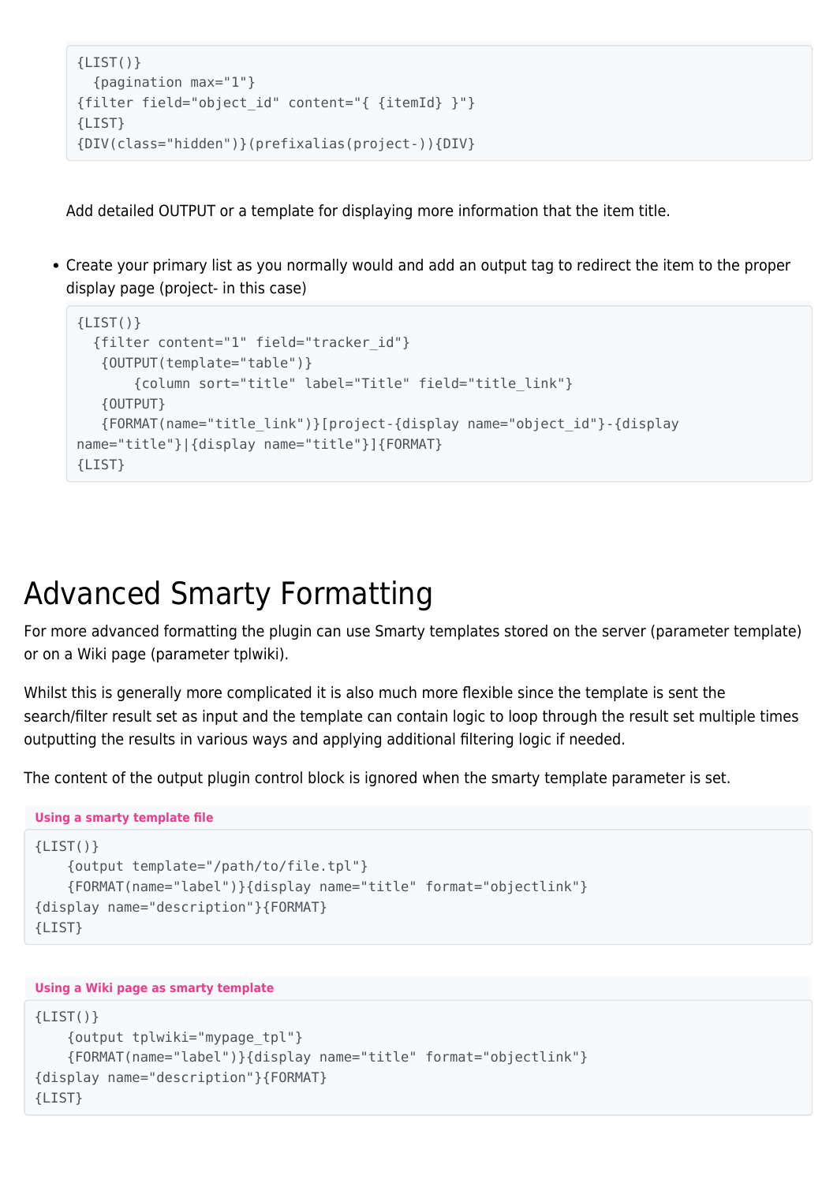```
{LIST()}
  {pagination max="1"}
{filter field="object_id" content="{ {itemId} }"}
{LIST}
{DIV(class="hidden")}(prefixalias(project-)){DIV}
```

Add detailed OUTPUT or a template for displaying more information that the item title.

- Create your primary list as you normally would and add an output tag to redirect the item to the proper display page (project- in this case)

```
{LIST()}
  {filter content="1" field="tracker_id"}
   {OUTPUT(template="table")}
       {column sort="title" label="Title" field="title_link"}
   {OUTPUT}
   {FORMAT(name="title_link")}[project-{display name="object_id"}-{display
name="title"}|{display name="title"}]{FORMAT}
{LIST}
```

# Advanced Smarty Formatting

For more advanced formatting the plugin can use Smarty templates stored on the server (parameter template) or on a Wiki page (parameter tplwiki).

Whilst this is generally more complicated it is also much more flexible since the template is sent the search/filter result set as input and the template can contain logic to loop through the result set multiple times outputting the results in various ways and applying additional filtering logic if needed.

The content of the output plugin control block is ignored when the smarty template parameter is set.

**Using a smarty template file**

```
{LIST()}
    {output template="/path/to/file.tpl"}
    {FORMAT(name="label")}{display name="title" format="objectlink"}
{display name="description"}{FORMAT}
{LIST}
```

**Using a Wiki page as smarty template**

```
{LIST()}
    {output tplwiki="mypage_tpl"}
    {FORMAT(name="label")}{display name="title" format="objectlink"}
{display name="description"}{FORMAT}
{LIST}
```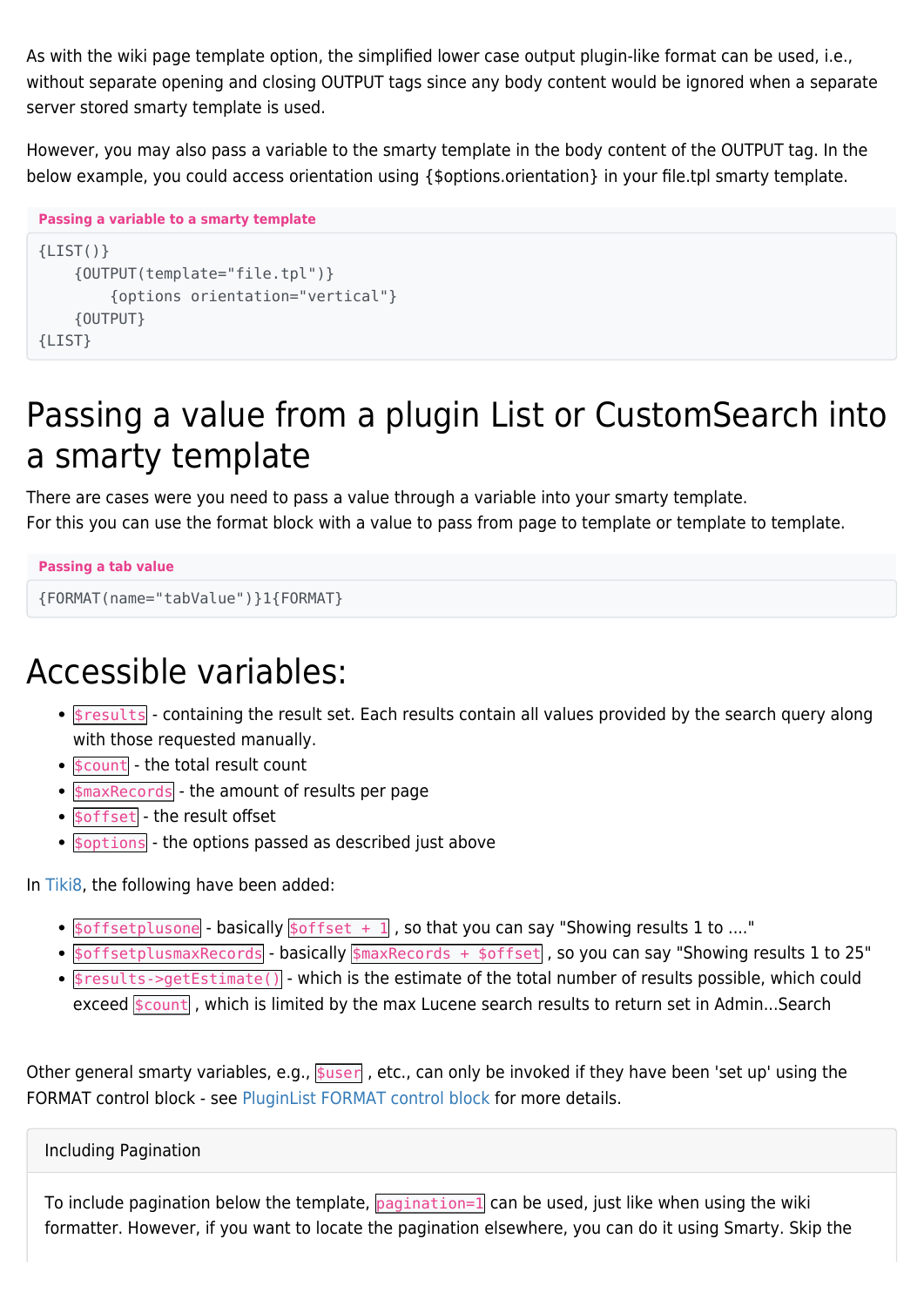As with the wiki page template option, the simplified lower case output plugin-like format can be used, i.e., without separate opening and closing OUTPUT tags since any body content would be ignored when a separate server stored smarty template is used.

However, you may also pass a variable to the smarty template in the body content of the OUTPUT tag. In the below example, you could access orientation using {$options.orientation} in your file.tpl smarty template.

**Passing a variable to a smarty template**

```
{LIST()}
    {OUTPUT(template="file.tpl")}
        {options orientation="vertical"}
    {OUTPUT}
{LIST}
```

# Passing a value from a plugin List or CustomSearch into a smarty template

There are cases were you need to pass a value through a variable into your smarty template.
For this you can use the format block with a value to pass from page to template or template to template.

**Passing a tab value**

```
{FORMAT(name="tabValue")}1{FORMAT}
```

# Accessible variables:

- `$results` - containing the result set. Each results contain all values provided by the search query along with those requested manually.
- `$count` - the total result count
- `$maxRecords` - the amount of results per page
- `$offset` - the result offset
- `$options` - the options passed as described just above

In Tiki8, the following have been added:

- `$offsetplusone` - basically `$offset + 1` , so that you can say "Showing results 1 to ...."
- `$offsetplusmaxRecords` - basically `$maxRecords + $offset` , so you can say "Showing results 1 to 25"
- `$results->getEstimate()` - which is the estimate of the total number of results possible, which could exceed `$count` , which is limited by the max Lucene search results to return set in Admin...Search

Other general smarty variables, e.g., `$user` , etc., can only be invoked if they have been 'set up' using the FORMAT control block - see PluginList FORMAT control block for more details.

Including Pagination

To include pagination below the template, `pagination=1` can be used, just like when using the wiki formatter. However, if you want to locate the pagination elsewhere, you can do it using Smarty. Skip the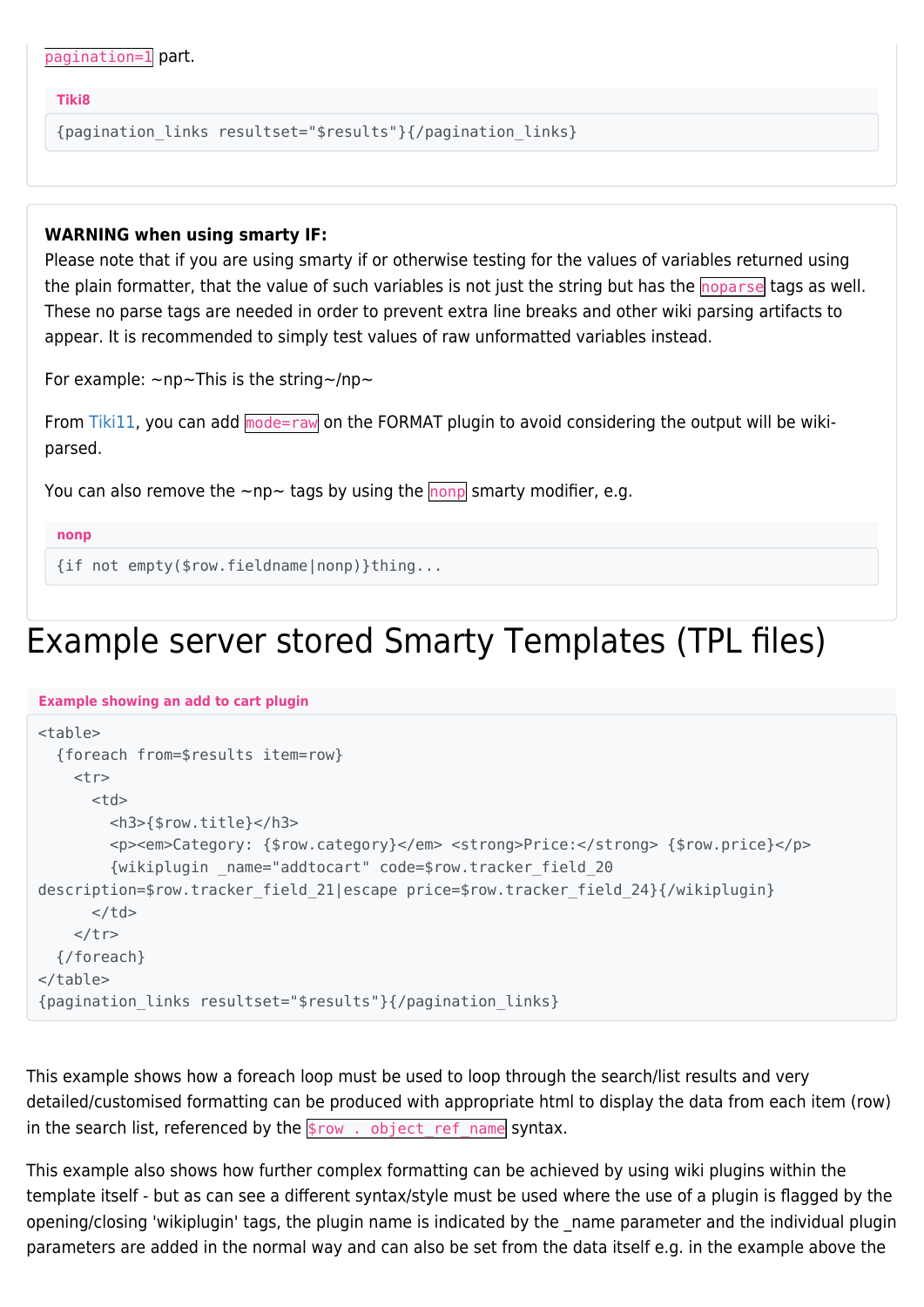`pagination=1` part.

**Tiki8**

```
{pagination_links resultset="$results"}{/pagination_links}
```

**WARNING when using smarty IF:**
Please note that if you are using smarty if or otherwise testing for the values of variables returned using the plain formatter, that the value of such variables is not just the string but has the `noparse` tags as well. These no parse tags are needed in order to prevent extra line breaks and other wiki parsing artifacts to appear. It is recommended to simply test values of raw unformatted variables instead.

For example: ~np~This is the string~/np~

From Tiki11, you can add `mode=raw` on the FORMAT plugin to avoid considering the output will be wiki-parsed.

You can also remove the ~np~ tags by using the `nonp` smarty modifier, e.g.

**nonp**

```
{if not empty($row.fieldname|nonp)}thing...
```

# Example server stored Smarty Templates (TPL files)

**Example showing an add to cart plugin**

```
<table>
  {foreach from=$results item=row}
    <tr>
      <td>
        <h3>{$row.title}</h3>
        <p><em>Category: {$row.category}</em> <strong>Price:</strong> {$row.price}</p>
        {wikiplugin _name="addtocart" code=$row.tracker_field_20
description=$row.tracker_field_21|escape price=$row.tracker_field_24}{/wikiplugin}
      </td>
    </tr>
  {/foreach}
</table>
{pagination_links resultset="$results"}{/pagination_links}
```

This example shows how a foreach loop must be used to loop through the search/list results and very detailed/customised formatting can be produced with appropriate html to display the data from each item (row) in the search list, referenced by the `$row . object_ref_name` syntax.

This example also shows how further complex formatting can be achieved by using wiki plugins within the template itself - but as can see a different syntax/style must be used where the use of a plugin is flagged by the opening/closing 'wikiplugin' tags, the plugin name is indicated by the _name parameter and the individual plugin parameters are added in the normal way and can also be set from the data itself e.g. in the example above the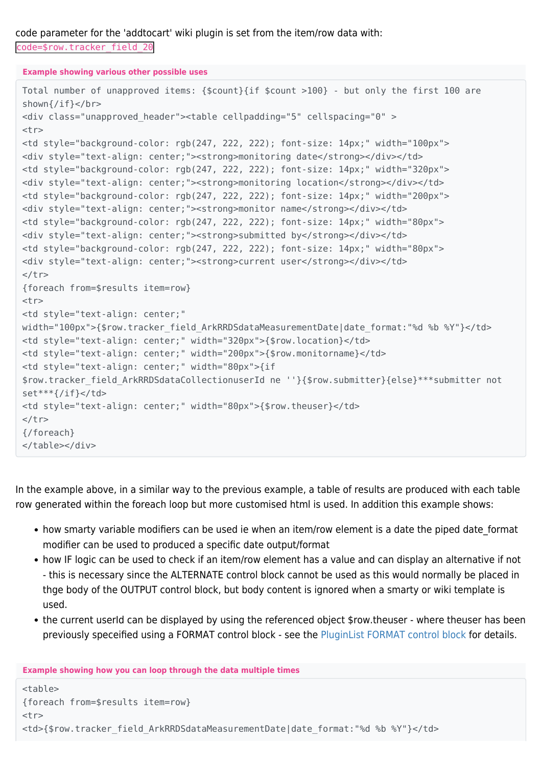code parameter for the 'addtocart' wiki plugin is set from the item/row data with: `code=$row.tracker_field_20`

**Example showing various other possible uses**

```
Total number of unapproved items: {$count}{if $count >100} - but only the first 100 are shown{/if}</br>
<div class="unapproved_header"><table cellpadding="5" cellspacing="0" >
<tr>
<td style="background-color: rgb(247, 222, 222); font-size: 14px;" width="100px">
<div style="text-align: center;"><strong>monitoring date</strong></div></td>
<td style="background-color: rgb(247, 222, 222); font-size: 14px;" width="320px">
<div style="text-align: center;"><strong>monitoring location</strong></div></td>
<td style="background-color: rgb(247, 222, 222); font-size: 14px;" width="200px">
<div style="text-align: center;"><strong>monitor name</strong></div></td>
<td style="background-color: rgb(247, 222, 222); font-size: 14px;" width="80px">
<div style="text-align: center;"><strong>submitted by</strong></div></td>
<td style="background-color: rgb(247, 222, 222); font-size: 14px;" width="80px">
<div style="text-align: center;"><strong>current user</strong></div></td>
</tr>
{foreach from=$results item=row}
<tr>
<td style="text-align: center;"
width="100px">{$row.tracker_field_ArkRRDSdataMeasurementDate|date_format:"%d %b %Y"}</td>
<td style="text-align: center;" width="320px">{$row.location}</td>
<td style="text-align: center;" width="200px">{$row.monitorname}</td>
<td style="text-align: center;" width="80px">{if
$row.tracker_field_ArkRRDSdataCollectionuserId ne ''}{$row.submitter}{else}***submitter not
set***{/if}</td>
<td style="text-align: center;" width="80px">{$row.theuser}</td>
</tr>
{/foreach}
</table></div>
```

In the example above, in a similar way to the previous example, a table of results are produced with each table row generated within the foreach loop but more customised html is used. In addition this example shows:

- how smarty variable modifiers can be used ie when an item/row element is a date the piped date_format modifier can be used to produced a specific date output/format
- how IF logic can be used to check if an item/row element has a value and can display an alternative if not - this is necessary since the ALTERNATE control block cannot be used as this would normally be placed in thge body of the OUTPUT control block, but body content is ignored when a smarty or wiki template is used.
- the current userId can be displayed by using the referenced object $row.theuser - where theuser has been previously speceified using a FORMAT control block - see the PluginList FORMAT control block for details.

**Example showing how you can loop through the data multiple times**

```
<table>
{foreach from=$results item=row}
<tr>
<td>{$row.tracker_field_ArkRRDSdataMeasurementDate|date_format:"%d %b %Y"}</td>
```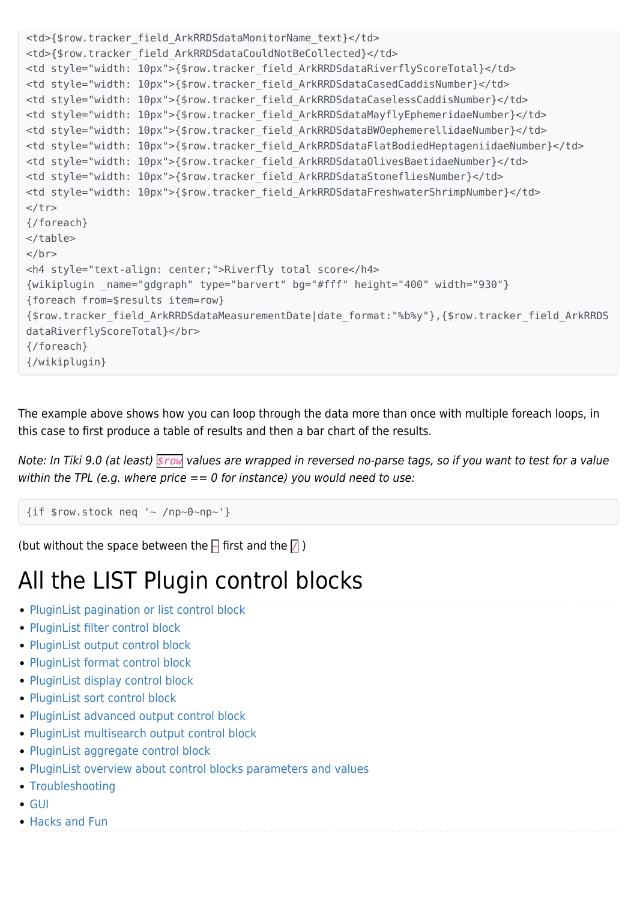```
<td>{$row.tracker_field_ArkRRDSdataMonitorName_text}</td>
<td>{$row.tracker_field_ArkRRDSdataCouldNotBeCollected}</td>
<td style="width: 10px">{$row.tracker_field_ArkRRDSdataRiverflyScoreTotal}</td>
<td style="width: 10px">{$row.tracker_field_ArkRRDSdataCasedCaddisNumber}</td>
<td style="width: 10px">{$row.tracker_field_ArkRRDSdataCaselessCaddisNumber}</td>
<td style="width: 10px">{$row.tracker_field_ArkRRDSdataMayflyEphemeridaeNumber}</td>
<td style="width: 10px">{$row.tracker_field_ArkRRDSdataBWOephemerellidaeNumber}</td>
<td style="width: 10px">{$row.tracker_field_ArkRRDSdataFlatBodiedHeptageniidaeNumber}</td>
<td style="width: 10px">{$row.tracker_field_ArkRRDSdataOlivesBaetidaeNumber}</td>
<td style="width: 10px">{$row.tracker_field_ArkRRDSdataStonefliesNumber}</td>
<td style="width: 10px">{$row.tracker_field_ArkRRDSdataFreshwaterShrimpNumber}</td>
</tr>
{/foreach}
</table>
</br>
<h4 style="text-align: center;">Riverfly total score</h4>
{wikiplugin _name="gdgraph" type="barvert" bg="#fff" height="400" width="930"}
{foreach from=$results item=row}
{$row.tracker_field_ArkRRDSdataMeasurementDate|date_format:"%b%y"},{$row.tracker_field_ArkRRDS
dataRiverflyScoreTotal}</br>
{/foreach}
{/wikiplugin}
```

The example above shows how you can loop through the data more than once with multiple foreach loops, in this case to first produce a table of results and then a bar chart of the results.

*Note: In Tiki 9.0 (at least) `$row` values are wrapped in reversed no-parse tags, so if you want to test for a value within the TPL (e.g. where price == 0 for instance) you would need to use:*

```
{if $row.stock neq '~ /np~0~np~'}
```

(but without the space between the `~` first and the `/` )

# All the LIST Plugin control blocks

- PluginList pagination or list control block
- PluginList filter control block
- PluginList output control block
- PluginList format control block
- PluginList display control block
- PluginList sort control block
- PluginList advanced output control block
- PluginList multisearch output control block
- PluginList aggregate control block
- PluginList overview about control blocks parameters and values
- Troubleshooting
- GUI
- Hacks and Fun